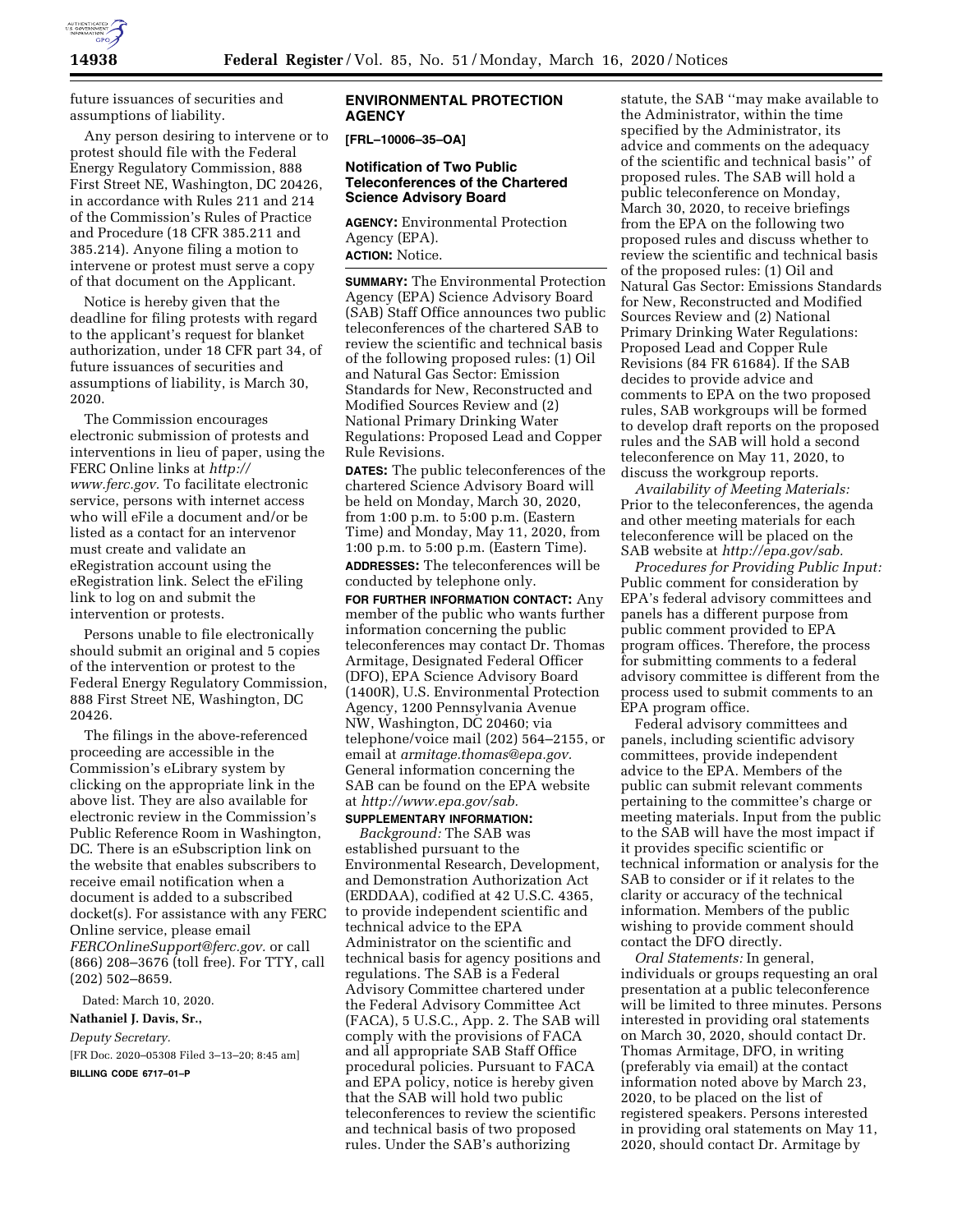future issuances of securities and assumptions of liability.

Any person desiring to intervene or to protest should file with the Federal Energy Regulatory Commission, 888 First Street NE, Washington, DC 20426, in accordance with Rules 211 and 214 of the Commission's Rules of Practice and Procedure (18 CFR 385.211 and 385.214). Anyone filing a motion to intervene or protest must serve a copy of that document on the Applicant.

Notice is hereby given that the deadline for filing protests with regard to the applicant's request for blanket authorization, under 18 CFR part 34, of future issuances of securities and assumptions of liability, is March 30, 2020.

The Commission encourages electronic submission of protests and interventions in lieu of paper, using the FERC Online links at *http://www.ferc.gov.* To facilitate electronic service, persons with internet access who will eFile a document and/or be listed as a contact for an intervenor must create and validate an eRegistration account using the eRegistration link. Select the eFiling link to log on and submit the intervention or protests.

Persons unable to file electronically should submit an original and 5 copies of the intervention or protest to the Federal Energy Regulatory Commission, 888 First Street NE, Washington, DC 20426.

The filings in the above-referenced proceeding are accessible in the Commission's eLibrary system by clicking on the appropriate link in the above list. They are also available for electronic review in the Commission's Public Reference Room in Washington, DC. There is an eSubscription link on the website that enables subscribers to receive email notification when a document is added to a subscribed docket(s). For assistance with any FERC Online service, please email *FERCOnlineSupport@ferc.gov.* or call (866) 208–3676 (toll free). For TTY, call (202) 502–8659.

Dated: March 10, 2020.

**Nathaniel J. Davis, Sr.,**

*Deputy Secretary.*

[FR Doc. 2020–05308 Filed 3–13–20; 8:45 am]

**BILLING CODE 6717–01–P**

## ENVIRONMENTAL PROTECTION AGENCY

**[FRL–10006–35–OA]**

### Notification of Two Public Teleconferences of the Chartered Science Advisory Board

**AGENCY:** Environmental Protection Agency (EPA).

**ACTION:** Notice.

**SUMMARY:** The Environmental Protection Agency (EPA) Science Advisory Board (SAB) Staff Office announces two public teleconferences of the chartered SAB to review the scientific and technical basis of the following proposed rules: (1) Oil and Natural Gas Sector: Emission Standards for New, Reconstructed and Modified Sources Review and (2) National Primary Drinking Water Regulations: Proposed Lead and Copper Rule Revisions.

**DATES:** The public teleconferences of the chartered Science Advisory Board will be held on Monday, March 30, 2020, from 1:00 p.m. to 5:00 p.m. (Eastern Time) and Monday, May 11, 2020, from 1:00 p.m. to 5:00 p.m. (Eastern Time).

**ADDRESSES:** The teleconferences will be conducted by telephone only.

**FOR FURTHER INFORMATION CONTACT:** Any member of the public who wants further information concerning the public teleconferences may contact Dr. Thomas Armitage, Designated Federal Officer (DFO), EPA Science Advisory Board (1400R), U.S. Environmental Protection Agency, 1200 Pennsylvania Avenue NW, Washington, DC 20460; via telephone/voice mail (202) 564–2155, or email at *armitage.thomas@epa.gov.* General information concerning the SAB can be found on the EPA website at *http://www.epa.gov/sab.*

**SUPPLEMENTARY INFORMATION:**

*Background:* The SAB was established pursuant to the Environmental Research, Development, and Demonstration Authorization Act (ERDDAA), codified at 42 U.S.C. 4365, to provide independent scientific and technical advice to the EPA Administrator on the scientific and technical basis for agency positions and regulations. The SAB is a Federal Advisory Committee chartered under the Federal Advisory Committee Act (FACA), 5 U.S.C., App. 2. The SAB will comply with the provisions of FACA and all appropriate SAB Staff Office procedural policies. Pursuant to FACA and EPA policy, notice is hereby given that the SAB will hold two public teleconferences to review the scientific and technical basis of two proposed rules. Under the SAB's authorizing statute, the SAB ''may make available to the Administrator, within the time specified by the Administrator, its advice and comments on the adequacy of the scientific and technical basis'' of proposed rules. The SAB will hold a public teleconference on Monday, March 30, 2020, to receive briefings from the EPA on the following two proposed rules and discuss whether to review the scientific and technical basis of the proposed rules: (1) Oil and Natural Gas Sector: Emissions Standards for New, Reconstructed and Modified Sources Review and (2) National Primary Drinking Water Regulations: Proposed Lead and Copper Rule Revisions (84 FR 61684). If the SAB decides to provide advice and comments to EPA on the two proposed rules, SAB workgroups will be formed to develop draft reports on the proposed rules and the SAB will hold a second teleconference on May 11, 2020, to discuss the workgroup reports.

*Availability of Meeting Materials:* Prior to the teleconferences, the agenda and other meeting materials for each teleconference will be placed on the SAB website at *http://epa.gov/sab.*

*Procedures for Providing Public Input:* Public comment for consideration by EPA's federal advisory committees and panels has a different purpose from public comment provided to EPA program offices. Therefore, the process for submitting comments to a federal advisory committee is different from the process used to submit comments to an EPA program office.

Federal advisory committees and panels, including scientific advisory committees, provide independent advice to the EPA. Members of the public can submit relevant comments pertaining to the committee's charge or meeting materials. Input from the public to the SAB will have the most impact if it provides specific scientific or technical information or analysis for the SAB to consider or if it relates to the clarity or accuracy of the technical information. Members of the public wishing to provide comment should contact the DFO directly.

*Oral Statements:* In general, individuals or groups requesting an oral presentation at a public teleconference will be limited to three minutes. Persons interested in providing oral statements on March 30, 2020, should contact Dr. Thomas Armitage, DFO, in writing (preferably via email) at the contact information noted above by March 23, 2020, to be placed on the list of registered speakers. Persons interested in providing oral statements on May 11, 2020, should contact Dr. Armitage by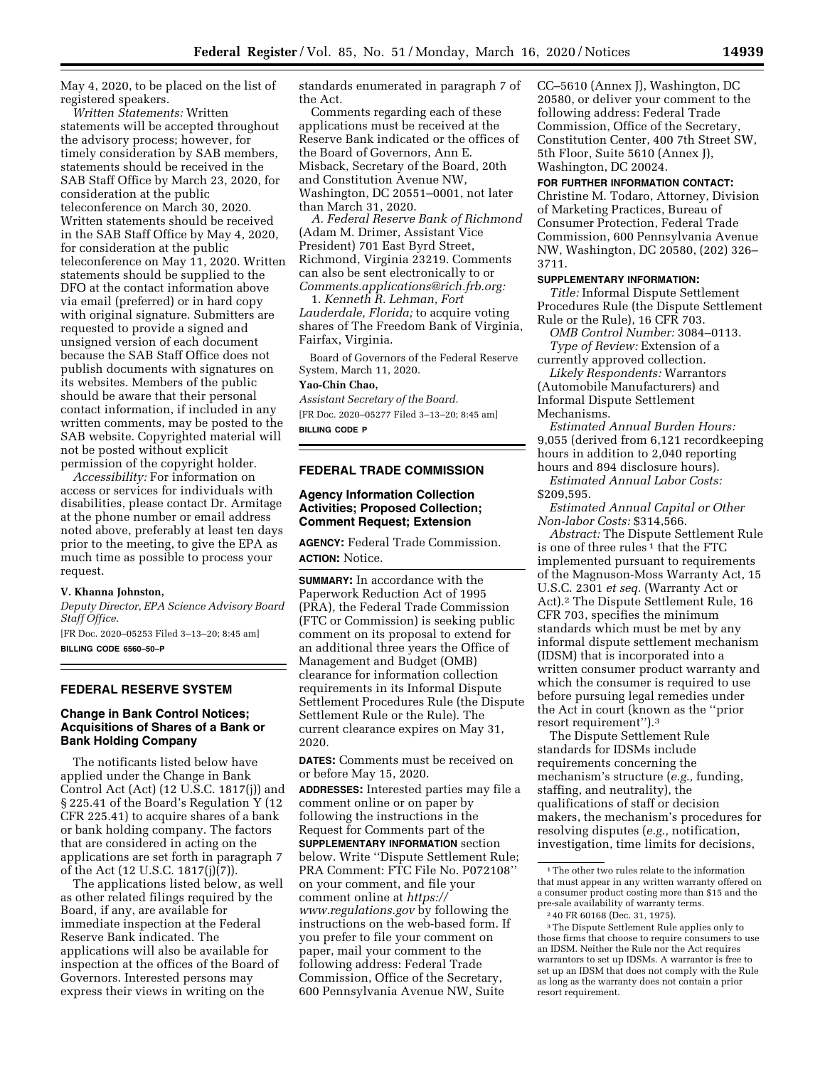May 4, 2020, to be placed on the list of registered speakers.

*Written Statements:* Written statements will be accepted throughout the advisory process; however, for timely consideration by SAB members, statements should be received in the SAB Staff Office by March 23, 2020, for consideration at the public teleconference on March 30, 2020. Written statements should be received in the SAB Staff Office by May 4, 2020, for consideration at the public teleconference on May 11, 2020. Written statements should be supplied to the DFO at the contact information above via email (preferred) or in hard copy with original signature. Submitters are requested to provide a signed and unsigned version of each document because the SAB Staff Office does not publish documents with signatures on its websites. Members of the public should be aware that their personal contact information, if included in any written comments, may be posted to the SAB website. Copyrighted material will not be posted without explicit permission of the copyright holder.

*Accessibility:* For information on access or services for individuals with disabilities, please contact Dr. Armitage at the phone number or email address noted above, preferably at least ten days prior to the meeting, to give the EPA as much time as possible to process your request.

**V. Khanna Johnston,**

*Deputy Director, EPA Science Advisory Board Staff Office.*

[FR Doc. 2020–05253 Filed 3–13–20; 8:45 am]

**BILLING CODE 6560–50–P**

## FEDERAL RESERVE SYSTEM

### Change in Bank Control Notices; Acquisitions of Shares of a Bank or Bank Holding Company

The notificants listed below have applied under the Change in Bank Control Act (Act) (12 U.S.C. 1817(j)) and § 225.41 of the Board's Regulation Y (12 CFR 225.41) to acquire shares of a bank or bank holding company. The factors that are considered in acting on the applications are set forth in paragraph 7 of the Act (12 U.S.C. 1817(j)(7)).

The applications listed below, as well as other related filings required by the Board, if any, are available for immediate inspection at the Federal Reserve Bank indicated. The applications will also be available for inspection at the offices of the Board of Governors. Interested persons may express their views in writing on the standards enumerated in paragraph 7 of the Act.

Comments regarding each of these applications must be received at the Reserve Bank indicated or the offices of the Board of Governors, Ann E. Misback, Secretary of the Board, 20th and Constitution Avenue NW, Washington, DC 20551–0001, not later than March 31, 2020.

*A. Federal Reserve Bank of Richmond* (Adam M. Drimer, Assistant Vice President) 701 East Byrd Street, Richmond, Virginia 23219. Comments can also be sent electronically to or *Comments.applications@rich.frb.org:*

1. *Kenneth R. Lehman, Fort Lauderdale, Florida;* to acquire voting shares of The Freedom Bank of Virginia, Fairfax, Virginia.

Board of Governors of the Federal Reserve System, March 11, 2020.

**Yao-Chin Chao,**

*Assistant Secretary of the Board.*

[FR Doc. 2020–05277 Filed 3–13–20; 8:45 am]

**BILLING CODE P**

## FEDERAL TRADE COMMISSION

### Agency Information Collection Activities; Proposed Collection; Comment Request; Extension

**AGENCY:** Federal Trade Commission.

**ACTION:** Notice.

**SUMMARY:** In accordance with the Paperwork Reduction Act of 1995 (PRA), the Federal Trade Commission (FTC or Commission) is seeking public comment on its proposal to extend for an additional three years the Office of Management and Budget (OMB) clearance for information collection requirements in its Informal Dispute Settlement Procedures Rule (the Dispute Settlement Rule or the Rule). The current clearance expires on May 31, 2020.

**DATES:** Comments must be received on or before May 15, 2020.

**ADDRESSES:** Interested parties may file a comment online or on paper by following the instructions in the Request for Comments part of the **SUPPLEMENTARY INFORMATION** section below. Write ''Dispute Settlement Rule; PRA Comment: FTC File No. P072108'' on your comment, and file your comment online at *https://www.regulations.gov* by following the instructions on the web-based form. If you prefer to file your comment on paper, mail your comment to the following address: Federal Trade Commission, Office of the Secretary, 600 Pennsylvania Avenue NW, Suite CC–5610 (Annex J), Washington, DC 20580, or deliver your comment to the following address: Federal Trade Commission, Office of the Secretary, Constitution Center, 400 7th Street SW, 5th Floor, Suite 5610 (Annex J), Washington, DC 20024.

**FOR FURTHER INFORMATION CONTACT:** Christine M. Todaro, Attorney, Division of Marketing Practices, Bureau of Consumer Protection, Federal Trade Commission, 600 Pennsylvania Avenue NW, Washington, DC 20580, (202) 326–3711.

**SUPPLEMENTARY INFORMATION:**

*Title:* Informal Dispute Settlement Procedures Rule (the Dispute Settlement Rule or the Rule), 16 CFR 703.

*OMB Control Number:* 3084–0113.

*Type of Review:* Extension of a currently approved collection.

*Likely Respondents:* Warrantors (Automobile Manufacturers) and Informal Dispute Settlement Mechanisms.

*Estimated Annual Burden Hours:* 9,055 (derived from 6,121 recordkeeping hours in addition to 2,040 reporting hours and 894 disclosure hours).

*Estimated Annual Labor Costs:* $209,595.

*Estimated Annual Capital or Other Non-labor Costs:* $314,566.

*Abstract:* The Dispute Settlement Rule is one of three rules [1] that the FTC implemented pursuant to requirements of the Magnuson-Moss Warranty Act, 15 U.S.C. 2301 *et seq.* (Warranty Act or Act).[2] The Dispute Settlement Rule, 16 CFR 703, specifies the minimum standards which must be met by any informal dispute settlement mechanism (IDSM) that is incorporated into a written consumer product warranty and which the consumer is required to use before pursuing legal remedies under the Act in court (known as the ''prior resort requirement'').[3]

The Dispute Settlement Rule standards for IDSMs include requirements concerning the mechanism's structure (*e.g.,* funding, staffing, and neutrality), the qualifications of staff or decision makers, the mechanism's procedures for resolving disputes (*e.g.,* notification, investigation, time limits for decisions,

[1] The other two rules relate to the information that must appear in any written warranty offered on a consumer product costing more than $15 and the pre-sale availability of warranty terms.

[2] 40 FR 60168 (Dec. 31, 1975).

[3] The Dispute Settlement Rule applies only to those firms that choose to require consumers to use an IDSM. Neither the Rule nor the Act requires warrantors to set up IDSMs. A warrantor is free to set up an IDSM that does not comply with the Rule as long as the warranty does not contain a prior resort requirement.